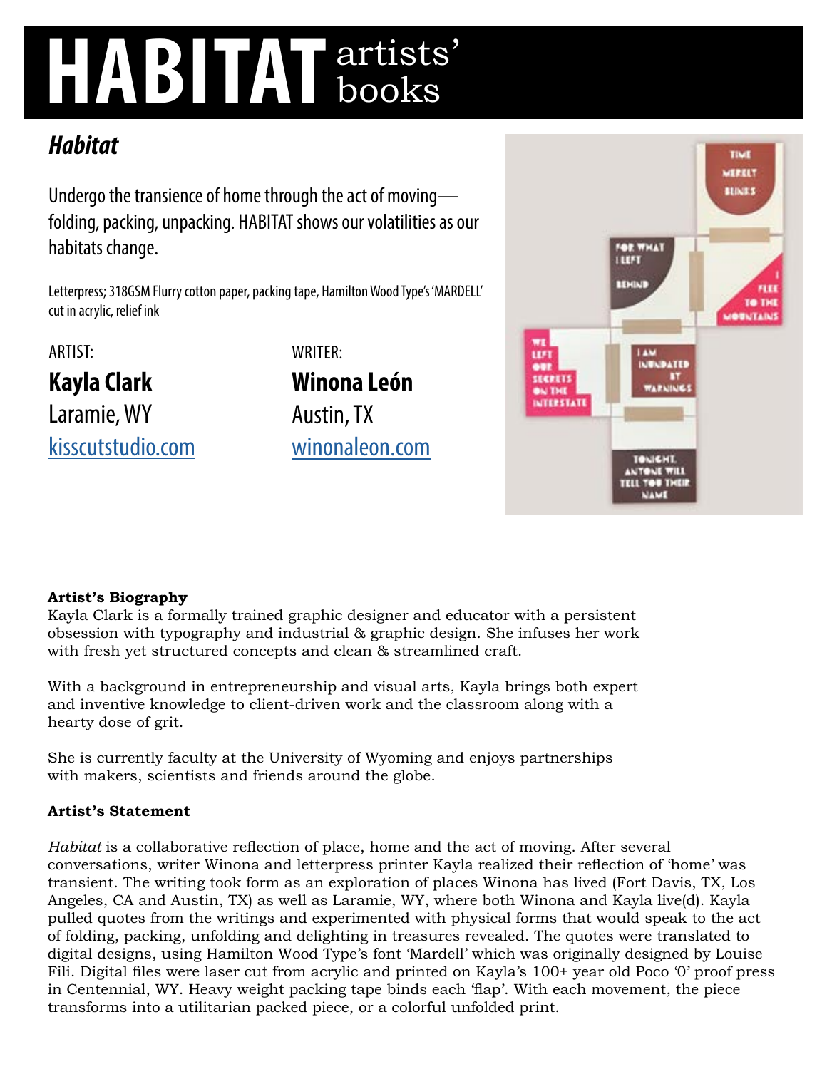# HABITAT artists' books

## *Habitat*

Undergo the transience of home through the act of moving—folding, packing, unpacking. HABITAT shows our volatilities as our habitats change.

Letterpress; 318GSM Flurry cotton paper, packing tape, Hamilton Wood Type's 'MARDELL' cut in acrylic, relief ink

ARTIST:

**Kayla Clark**
Laramie, WY
kisscutstudio.com

WRITER:

**Winona León**
Austin, TX
winonaleon.com

**Artist's Biography**

Kayla Clark is a formally trained graphic designer and educator with a persistent obsession with typography and industrial & graphic design. She infuses her work with fresh yet structured concepts and clean & streamlined craft.

With a background in entrepreneurship and visual arts, Kayla brings both expert and inventive knowledge to client-driven work and the classroom along with a hearty dose of grit.

She is currently faculty at the University of Wyoming and enjoys partnerships with makers, scientists and friends around the globe.

**Artist's Statement**

*Habitat* is a collaborative reflection of place, home and the act of moving. After several conversations, writer Winona and letterpress printer Kayla realized their reflection of 'home' was transient. The writing took form as an exploration of places Winona has lived (Fort Davis, TX, Los Angeles, CA and Austin, TX) as well as Laramie, WY, where both Winona and Kayla live(d). Kayla pulled quotes from the writings and experimented with physical forms that would speak to the act of folding, packing, unfolding and delighting in treasures revealed. The quotes were translated to digital designs, using Hamilton Wood Type's font 'Mardell' which was originally designed by Louise Fili. Digital files were laser cut from acrylic and printed on Kayla's 100+ year old Poco '0' proof press in Centennial, WY. Heavy weight packing tape binds each 'flap'. With each movement, the piece transforms into a utilitarian packed piece, or a colorful unfolded print.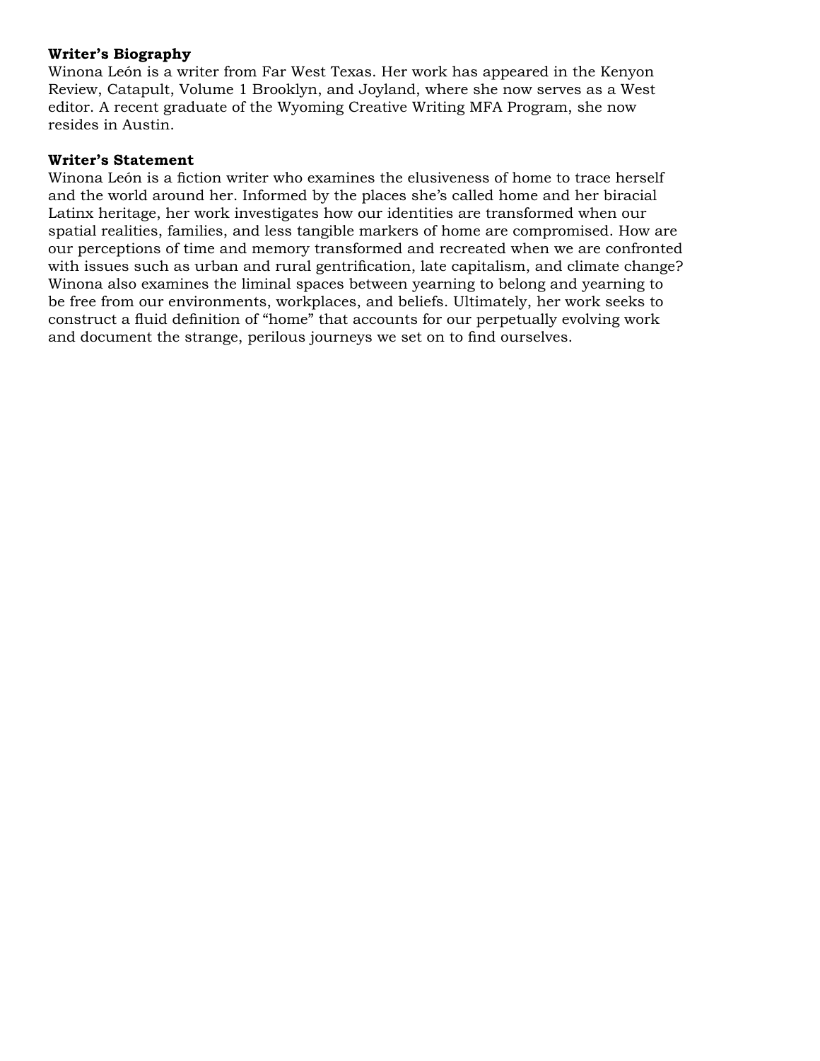**Writer's Biography**
Winona León is a writer from Far West Texas. Her work has appeared in the Kenyon Review, Catapult, Volume 1 Brooklyn, and Joyland, where she now serves as a West editor. A recent graduate of the Wyoming Creative Writing MFA Program, she now resides in Austin.

**Writer's Statement**
Winona León is a fiction writer who examines the elusiveness of home to trace herself and the world around her. Informed by the places she's called home and her biracial Latinx heritage, her work investigates how our identities are transformed when our spatial realities, families, and less tangible markers of home are compromised. How are our perceptions of time and memory transformed and recreated when we are confronted with issues such as urban and rural gentrification, late capitalism, and climate change? Winona also examines the liminal spaces between yearning to belong and yearning to be free from our environments, workplaces, and beliefs. Ultimately, her work seeks to construct a fluid definition of "home" that accounts for our perpetually evolving work and document the strange, perilous journeys we set on to find ourselves.